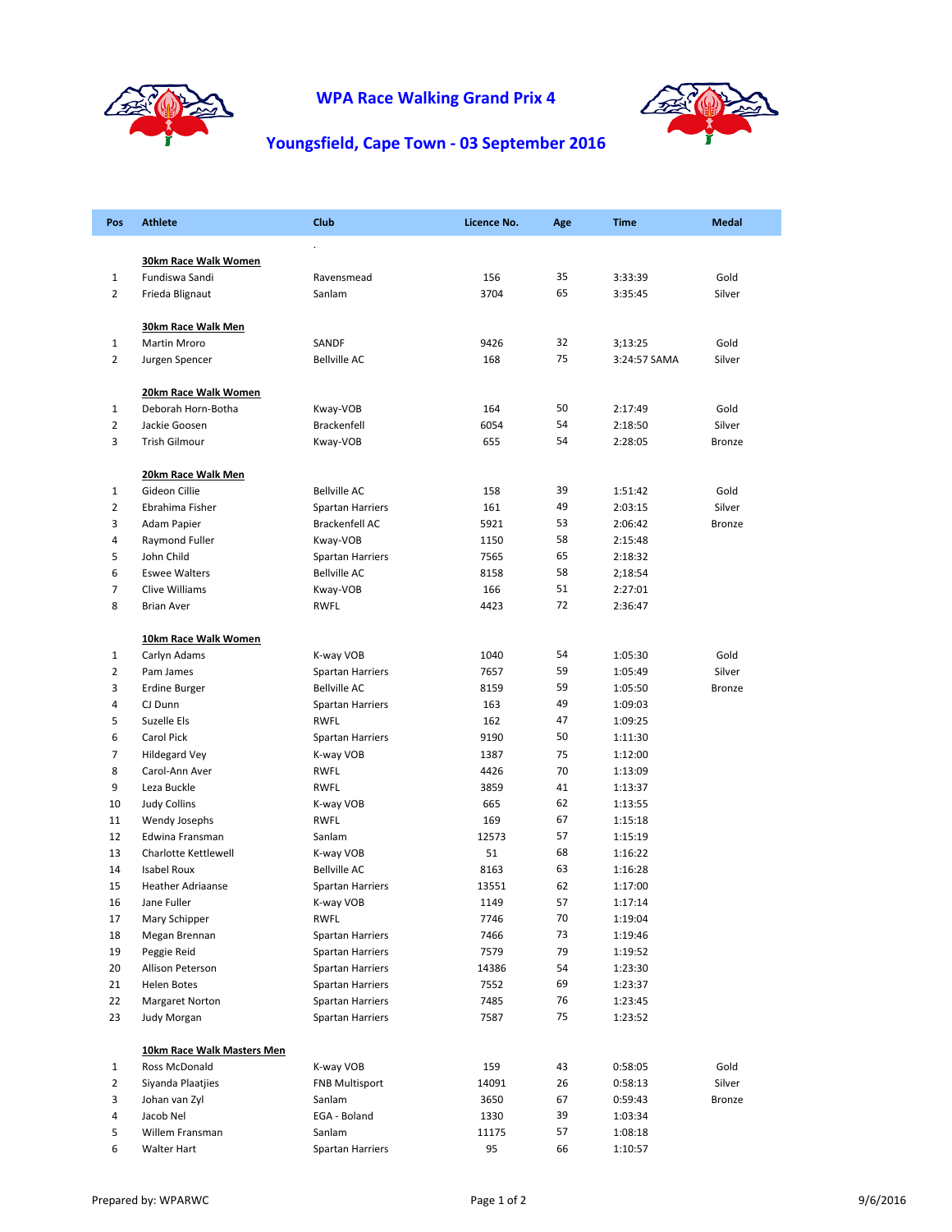# WPA Race Walking Grand Prix 4

## Youngsfield, Cape Town - 03 September 2016

| Pos | Athlete | Club | Licence No. | Age | Time | Medal |
|---|---|---|---|---|---|---|
| | | . | | | | |
| | **30km Race Walk Women** | | | | | |
| 1 | Fundiswa Sandi | Ravensmead | 156 | 35 | 3:33:39 | Gold |
| 2 | Frieda Blignaut | Sanlam | 3704 | 65 | 3:35:45 | Silver |
| | **30km Race Walk Men** | | | | | |
| 1 | Martin Mroro | SANDF | 9426 | 32 | 3;13:25 | Gold |
| 2 | Jurgen Spencer | Bellville AC | 168 | 75 | 3:24:57 SAMA | Silver |
| | **20km Race Walk Women** | | | | | |
| 1 | Deborah Horn-Botha | Kway-VOB | 164 | 50 | 2:17:49 | Gold |
| 2 | Jackie Goosen | Brackenfell | 6054 | 54 | 2:18:50 | Silver |
| 3 | Trish Gilmour | Kway-VOB | 655 | 54 | 2:28:05 | Bronze |
| | **20km Race Walk Men** | | | | | |
| 1 | Gideon Cillie | Bellville AC | 158 | 39 | 1:51:42 | Gold |
| 2 | Ebrahima Fisher | Spartan Harriers | 161 | 49 | 2:03:15 | Silver |
| 3 | Adam Papier | Brackenfell AC | 5921 | 53 | 2:06:42 | Bronze |
| 4 | Raymond Fuller | Kway-VOB | 1150 | 58 | 2:15:48 | |
| 5 | John Child | Spartan Harriers | 7565 | 65 | 2:18:32 | |
| 6 | Eswee Walters | Bellville AC | 8158 | 58 | 2;18:54 | |
| 7 | Clive Williams | Kway-VOB | 166 | 51 | 2:27:01 | |
| 8 | Brian Aver | RWFL | 4423 | 72 | 2:36:47 | |
| | **10km Race Walk Women** | | | | | |
| 1 | Carlyn Adams | K-way VOB | 1040 | 54 | 1:05:30 | Gold |
| 2 | Pam James | Spartan Harriers | 7657 | 59 | 1:05:49 | Silver |
| 3 | Erdine Burger | Bellville AC | 8159 | 59 | 1:05:50 | Bronze |
| 4 | CJ Dunn | Spartan Harriers | 163 | 49 | 1:09:03 | |
| 5 | Suzelle Els | RWFL | 162 | 47 | 1:09:25 | |
| 6 | Carol Pick | Spartan Harriers | 9190 | 50 | 1:11:30 | |
| 7 | Hildegard Vey | K-way VOB | 1387 | 75 | 1:12:00 | |
| 8 | Carol-Ann Aver | RWFL | 4426 | 70 | 1:13:09 | |
| 9 | Leza Buckle | RWFL | 3859 | 41 | 1:13:37 | |
| 10 | Judy Collins | K-way VOB | 665 | 62 | 1:13:55 | |
| 11 | Wendy Josephs | RWFL | 169 | 67 | 1:15:18 | |
| 12 | Edwina Fransman | Sanlam | 12573 | 57 | 1:15:19 | |
| 13 | Charlotte Kettlewell | K-way VOB | 51 | 68 | 1:16:22 | |
| 14 | Isabel Roux | Bellville AC | 8163 | 63 | 1:16:28 | |
| 15 | Heather Adriaanse | Spartan Harriers | 13551 | 62 | 1:17:00 | |
| 16 | Jane Fuller | K-way VOB | 1149 | 57 | 1:17:14 | |
| 17 | Mary Schipper | RWFL | 7746 | 70 | 1:19:04 | |
| 18 | Megan Brennan | Spartan Harriers | 7466 | 73 | 1:19:46 | |
| 19 | Peggie Reid | Spartan Harriers | 7579 | 79 | 1:19:52 | |
| 20 | Allison Peterson | Spartan Harriers | 14386 | 54 | 1:23:30 | |
| 21 | Helen Botes | Spartan Harriers | 7552 | 69 | 1:23:37 | |
| 22 | Margaret Norton | Spartan Harriers | 7485 | 76 | 1:23:45 | |
| 23 | Judy Morgan | Spartan Harriers | 7587 | 75 | 1:23:52 | |
| | **10km Race Walk Masters Men** | | | | | |
| 1 | Ross McDonald | K-way VOB | 159 | 43 | 0:58:05 | Gold |
| 2 | Siyanda Plaatjies | FNB Multisport | 14091 | 26 | 0:58:13 | Silver |
| 3 | Johan van Zyl | Sanlam | 3650 | 67 | 0:59:43 | Bronze |
| 4 | Jacob Nel | EGA - Boland | 1330 | 39 | 1:03:34 | |
| 5 | Willem Fransman | Sanlam | 11175 | 57 | 1:08:18 | |
| 6 | Walter Hart | Spartan Harriers | 95 | 66 | 1:10:57 | |

Prepared by: WPARWC

9/6/2016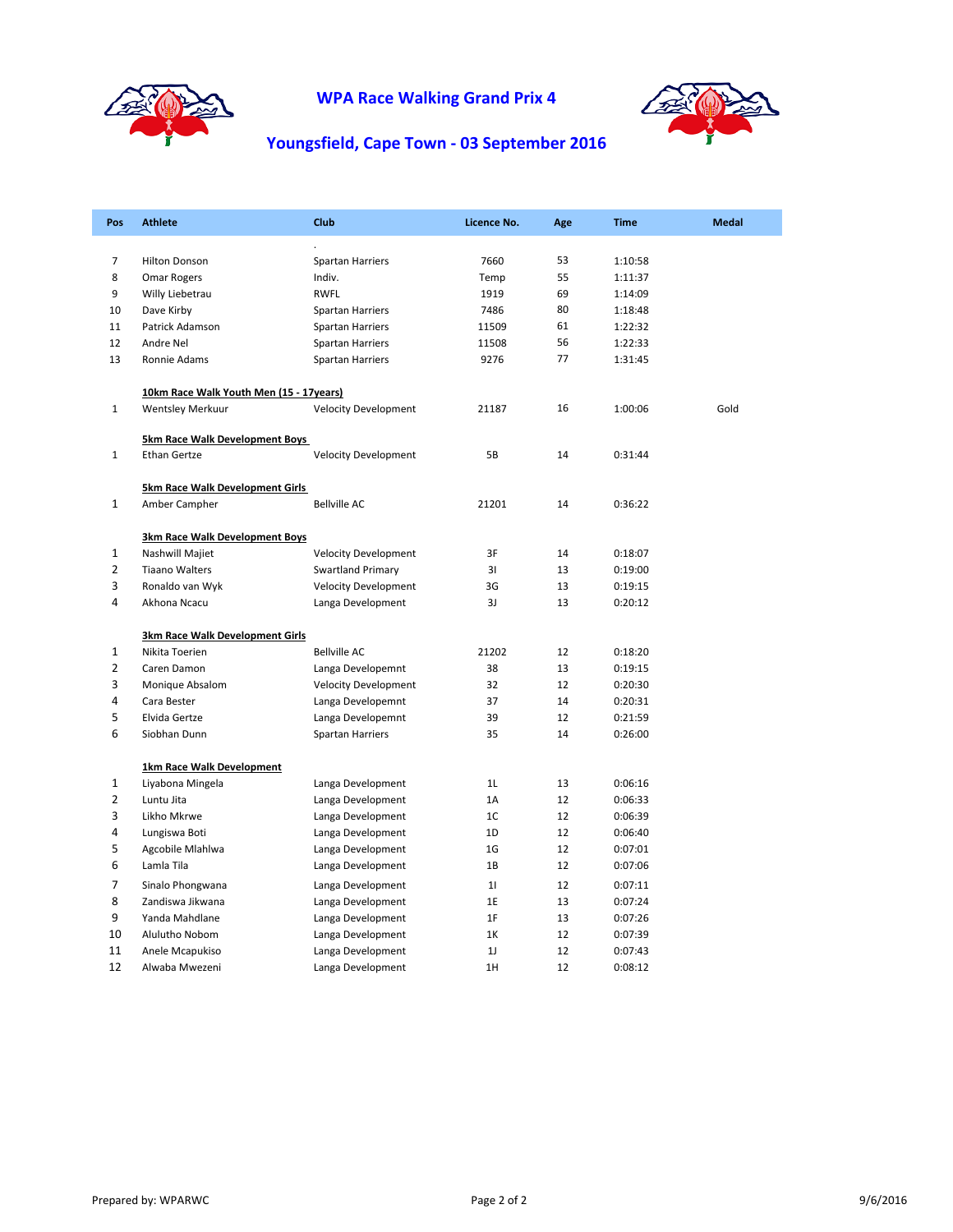# WPA Race Walking Grand Prix 4

## Youngsfield, Cape Town - 03 September 2016

| Pos | Athlete | Club | Licence No. | Age | Time | Medal |
|---|---|---|---|---|---|---|
| | | . | | | | |
| 7 | Hilton Donson | Spartan Harriers | 7660 | 53 | 1:10:58 | |
| 8 | Omar Rogers | Indiv. | Temp | 55 | 1:11:37 | |
| 9 | Willy Liebetrau | RWFL | 1919 | 69 | 1:14:09 | |
| 10 | Dave Kirby | Spartan Harriers | 7486 | 80 | 1:18:48 | |
| 11 | Patrick Adamson | Spartan Harriers | 11509 | 61 | 1:22:32 | |
| 12 | Andre Nel | Spartan Harriers | 11508 | 56 | 1:22:33 | |
| 13 | Ronnie Adams | Spartan Harriers | 9276 | 77 | 1:31:45 | |
| | **10km Race Walk Youth Men (15 - 17years)** | | | | | |
| 1 | Wentsley Merkuur | Velocity Development | 21187 | 16 | 1:00:06 | Gold |
| | **5km Race Walk Development Boys** | | | | | |
| 1 | Ethan Gertze | Velocity Development | 5B | 14 | 0:31:44 | |
| | **5km Race Walk Development Girls** | | | | | |
| 1 | Amber Campher | Bellville AC | 21201 | 14 | 0:36:22 | |
| | **3km Race Walk Development Boys** | | | | | |
| 1 | Nashwill Majiet | Velocity Development | 3F | 14 | 0:18:07 | |
| 2 | Tiaano Walters | Swartland Primary | 3I | 13 | 0:19:00 | |
| 3 | Ronaldo van Wyk | Velocity Development | 3G | 13 | 0:19:15 | |
| 4 | Akhona Ncacu | Langa Development | 3J | 13 | 0:20:12 | |
| | **3km Race Walk Development Girls** | | | | | |
| 1 | Nikita Toerien | Bellville AC | 21202 | 12 | 0:18:20 | |
| 2 | Caren Damon | Langa Developemnt | 38 | 13 | 0:19:15 | |
| 3 | Monique Absalom | Velocity Development | 32 | 12 | 0:20:30 | |
| 4 | Cara Bester | Langa Developemnt | 37 | 14 | 0:20:31 | |
| 5 | Elvida Gertze | Langa Developemnt | 39 | 12 | 0:21:59 | |
| 6 | Siobhan Dunn | Spartan Harriers | 35 | 14 | 0:26:00 | |
| | **1km Race Walk Development** | | | | | |
| 1 | Liyabona Mingela | Langa Development | 1L | 13 | 0:06:16 | |
| 2 | Luntu Jita | Langa Development | 1A | 12 | 0:06:33 | |
| 3 | Likho Mkrwe | Langa Development | 1C | 12 | 0:06:39 | |
| 4 | Lungiswa Boti | Langa Development | 1D | 12 | 0:06:40 | |
| 5 | Agcobile Mlahlwa | Langa Development | 1G | 12 | 0:07:01 | |
| 6 | Lamla Tila | Langa Development | 1B | 12 | 0:07:06 | |
| 7 | Sinalo Phongwana | Langa Development | 1I | 12 | 0:07:11 | |
| 8 | Zandiswa Jikwana | Langa Development | 1E | 13 | 0:07:24 | |
| 9 | Yanda Mahdlane | Langa Development | 1F | 13 | 0:07:26 | |
| 10 | Alulutho Nobom | Langa Development | 1K | 12 | 0:07:39 | |
| 11 | Anele Mcapukiso | Langa Development | 1J | 12 | 0:07:43 | |
| 12 | Alwaba Mwezeni | Langa Development | 1H | 12 | 0:08:12 | |

Prepared by: WPARWC 9/6/2016